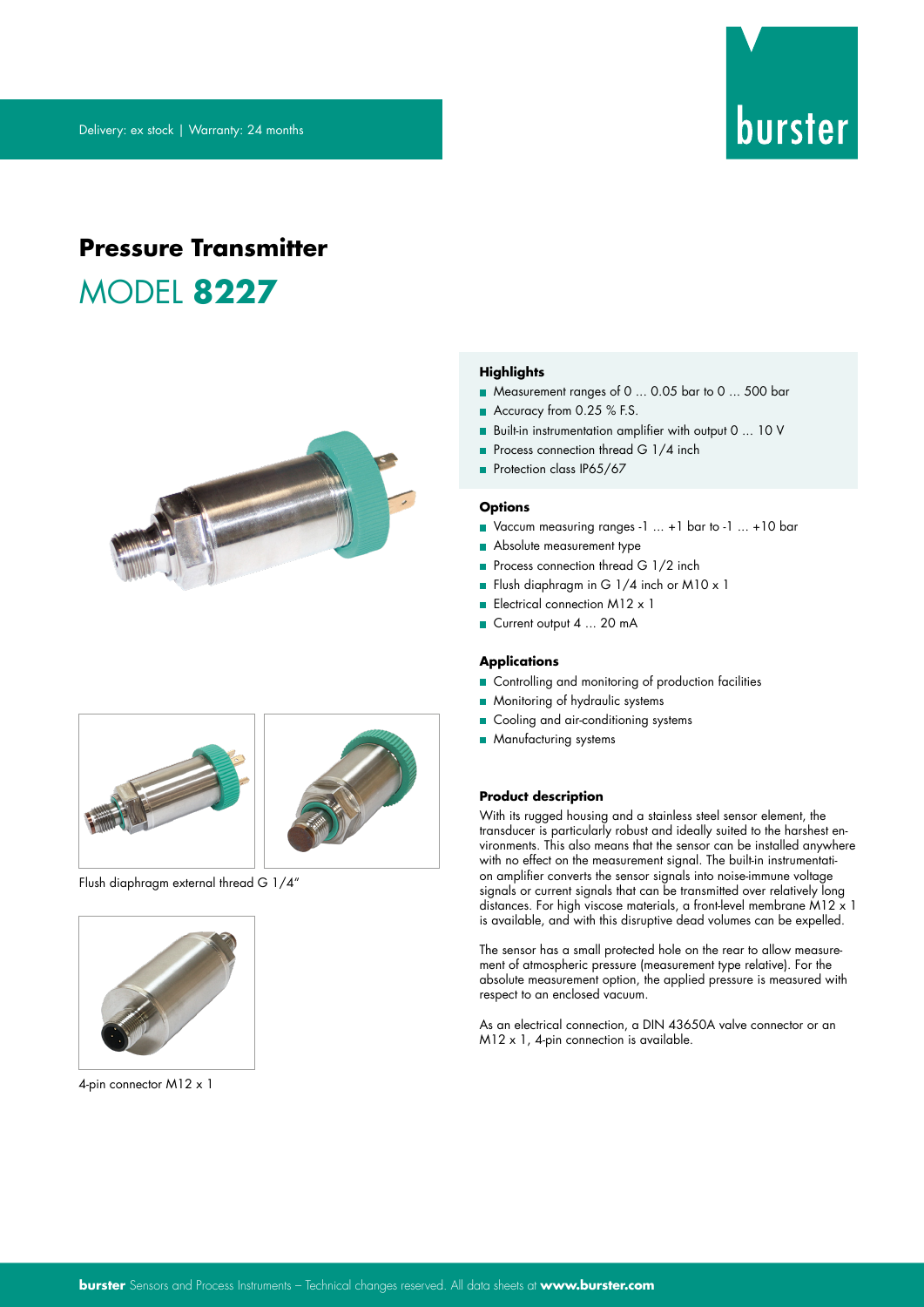Delivery: ex stock | Warranty: 24 months

# Pressure Transmitter

## MODEL **8227**

Flush diaphragm external thread G 1/4"

4-pin connector M12 x 1

### Highlights

- Measurement ranges of 0 ... 0.05 bar to 0 ... 500 bar
- Accuracy from 0.25 % F.S.
- Built-in instrumentation amplifier with output 0 ... 10 V
- Process connection thread G 1/4 inch
- Protection class IP65/67

### Options

- Vaccum measuring ranges -1 ... +1 bar to -1 ... +10 bar
- Absolute measurement type
- Process connection thread G 1/2 inch
- Flush diaphragm in G 1/4 inch or M10 x 1
- Electrical connection M12 x 1
- Current output 4 ... 20 mA

### Applications

- Controlling and monitoring of production facilities
- Monitoring of hydraulic systems
- Cooling and air-conditioning systems
- Manufacturing systems

### Product description

With its rugged housing and a stainless steel sensor element, the transducer is particularly robust and ideally suited to the harshest environments. This also means that the sensor can be installed anywhere with no effect on the measurement signal. The built-in instrumentation amplifier converts the sensor signals into noise-immune voltage signals or current signals that can be transmitted over relatively long distances. For high viscose materials, a front-level membrane M12 x 1 is available, and with this disruptive dead volumes can be expelled.

The sensor has a small protected hole on the rear to allow measurement of atmospheric pressure (measurement type relative). For the absolute measurement option, the applied pressure is measured with respect to an enclosed vacuum.

As an electrical connection, a DIN 43650A valve connector or an M12 x 1, 4-pin connection is available.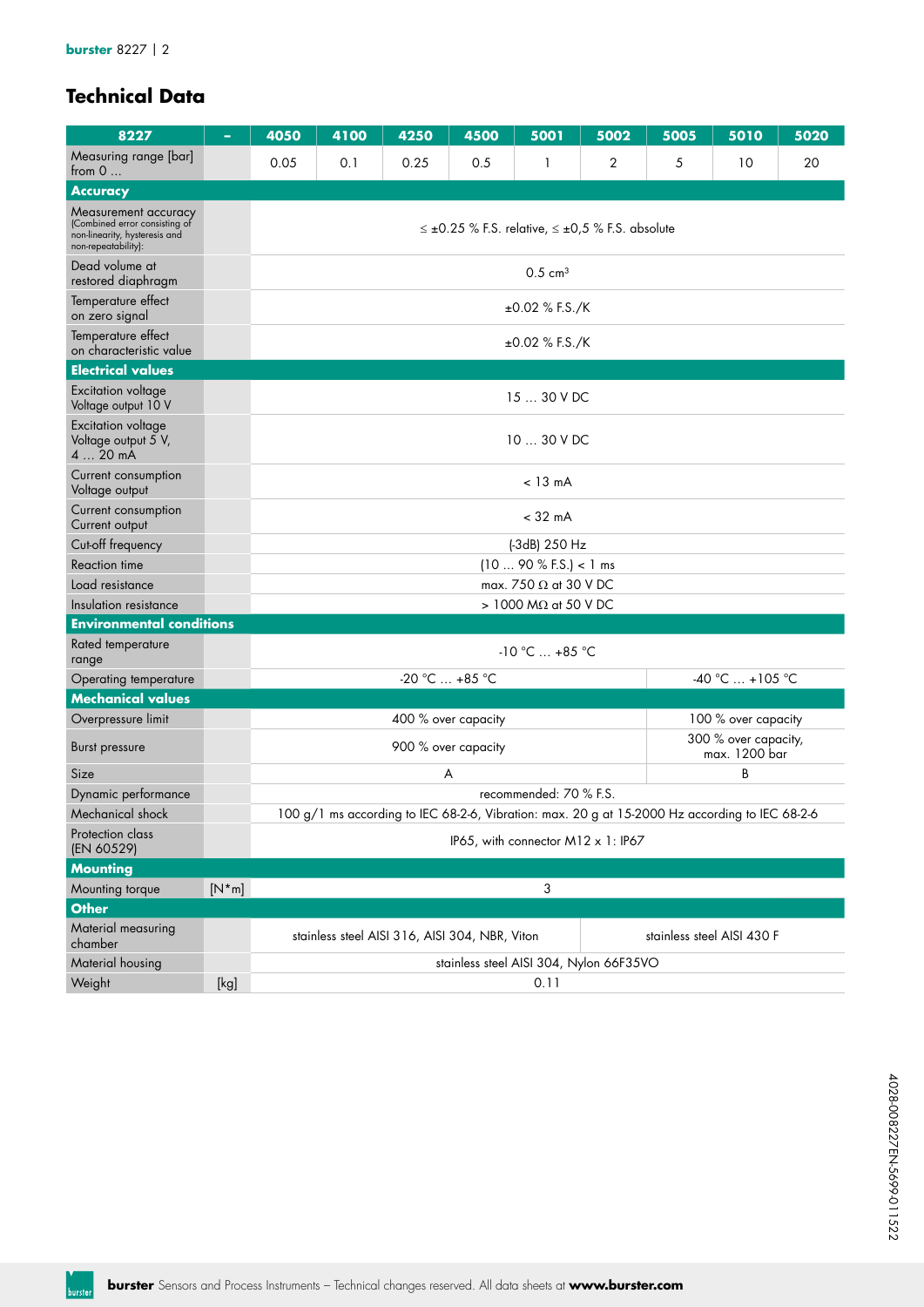## Technical Data

| 8227 | - | 4050 | 4100 | 4250 | 4500 | 5001 | 5002 | 5005 | 5010 | 5020 |
|---|---|---|---|---|---|---|---|---|---|---|
| Measuring range [bar] from 0 ... | | 0.05 | 0.1 | 0.25 | 0.5 | 1 | 2 | 5 | 10 | 20 |
| **Accuracy** | | | | | | | | | | |
| Measurement accuracy (Combined error consisting of non-linearity, hysteresis and non-repeatability): | | ≤ ±0.25 % F.S. relative, ≤ ±0,5 % F.S. absolute | | | | | | | | |
| Dead volume at restored diaphragm | | 0.5 cm³ | | | | | | | | |
| Temperature effect on zero signal | | ±0.02 % F.S./K | | | | | | | | |
| Temperature effect on characteristic value | | ±0.02 % F.S./K | | | | | | | | |
| **Electrical values** | | | | | | | | | | |
| Excitation voltage Voltage output 10 V | | 15 ... 30 V DC | | | | | | | | |
| Excitation voltage Voltage output 5 V, 4 ... 20 mA | | 10 ... 30 V DC | | | | | | | | |
| Current consumption Voltage output | | < 13 mA | | | | | | | | |
| Current consumption Current output | | < 32 mA | | | | | | | | |
| Cut-off frequency | | (-3dB) 250 Hz | | | | | | | | |
| Reaction time | | (10 ... 90 % F.S.) < 1 ms | | | | | | | | |
| Load resistance | | max. 750 Ω at 30 V DC | | | | | | | | |
| Insulation resistance | | > 1000 MΩ at 50 V DC | | | | | | | | |
| **Environmental conditions** | | | | | | | | | | |
| Rated temperature range | | -10 °C ... +85 °C | | | | | | | | |
| Operating temperature | | -20 °C ... +85 °C | | | | | | -40 °C ... +105 °C | | |
| **Mechanical values** | | | | | | | | | | |
| Overpressure limit | | 400 % over capacity | | | | | | 100 % over capacity | | |
| Burst pressure | | 900 % over capacity | | | | | | 300 % over capacity, max. 1200 bar | | |
| Size | | A | | | | | | B | | |
| Dynamic performance | | recommended: 70 % F.S. | | | | | | | | |
| Mechanical shock | | 100 g/1 ms according to IEC 68-2-6, Vibration: max. 20 g at 15-2000 Hz according to IEC 68-2-6 | | | | | | | | |
| Protection class (EN 60529) | | IP65, with connector M12 x 1: IP67 | | | | | | | | |
| **Mounting** | | | | | | | | | | |
| Mounting torque | [N*m] | 3 | | | | | | | | |
| **Other** | | | | | | | | | | |
| Material measuring chamber | | stainless steel AISI 316, AISI 304, NBR, Viton | | | | | stainless steel AISI 430 F | | | |
| Material housing | | stainless steel AISI 304, Nylon 66F35VO | | | | | | | | |
| Weight | [kg] | 0.11 | | | | | | | | |

4028-008227EN-5699-011522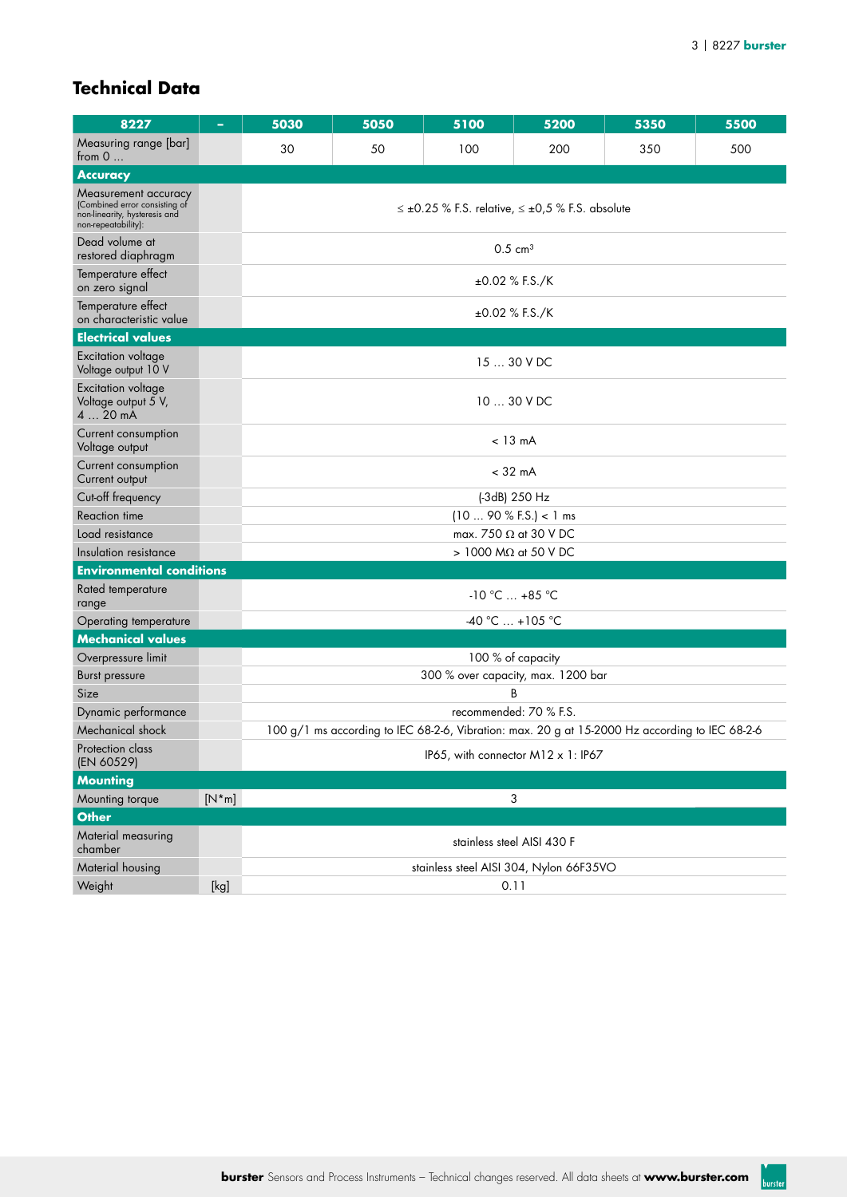## Technical Data

| 8227 | - | 5030 | 5050 | 5100 | 5200 | 5350 | 5500 |
|---|---|---|---|---|---|---|---|
| Measuring range [bar] from 0 … | | 30 | 50 | 100 | 200 | 350 | 500 |
| **Accuracy** | | | | | | | |
| Measurement accuracy (Combined error consisting of non-linearity, hysteresis and non-repeatability): | | ≤ ±0.25 % F.S. relative, ≤ ±0,5 % F.S. absolute | | | | | |
| Dead volume at restored diaphragm | | 0.5 cm³ | | | | | |
| Temperature effect on zero signal | | ±0.02 % F.S./K | | | | | |
| Temperature effect on characteristic value | | ±0.02 % F.S./K | | | | | |
| **Electrical values** | | | | | | | |
| Excitation voltage Voltage output 10 V | | 15 … 30 V DC | | | | | |
| Excitation voltage Voltage output 5 V, 4 … 20 mA | | 10 … 30 V DC | | | | | |
| Current consumption Voltage output | | < 13 mA | | | | | |
| Current consumption Current output | | < 32 mA | | | | | |
| Cut-off frequency | | (-3dB) 250 Hz | | | | | |
| Reaction time | | (10 … 90 % F.S.) < 1 ms | | | | | |
| Load resistance | | max. 750 Ω at 30 V DC | | | | | |
| Insulation resistance | | > 1000 MΩ at 50 V DC | | | | | |
| **Environmental conditions** | | | | | | | |
| Rated temperature range | | -10 °C … +85 °C | | | | | |
| Operating temperature | | -40 °C … +105 °C | | | | | |
| **Mechanical values** | | | | | | | |
| Overpressure limit | | 100 % of capacity | | | | | |
| Burst pressure | | 300 % over capacity, max. 1200 bar | | | | | |
| Size | | B | | | | | |
| Dynamic performance | | recommended: 70 % F.S. | | | | | |
| Mechanical shock | | 100 g/1 ms according to IEC 68-2-6, Vibration: max. 20 g at 15-2000 Hz according to IEC 68-2-6 | | | | | |
| Protection class (EN 60529) | | IP65, with connector M12 x 1: IP67 | | | | | |
| **Mounting** | | | | | | | |
| Mounting torque | [N*m] | 3 | | | | | |
| **Other** | | | | | | | |
| Material measuring chamber | | stainless steel AISI 430 F | | | | | |
| Material housing | | stainless steel AISI 304, Nylon 66F35VO | | | | | |
| Weight | [kg] | 0.11 | | | | | |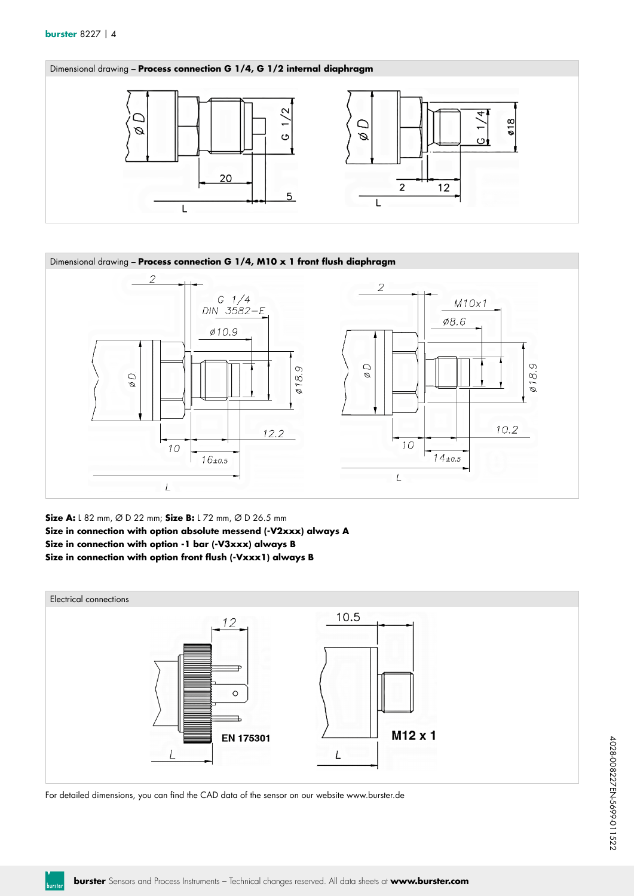## Dimensional drawing – **Process connection G 1/4, G 1/2 internal diaphragm**

## Dimensional drawing – **Process connection G 1/4, M10 x 1 front flush diaphragm**

**Size A:** L 82 mm, Ø D 22 mm; **Size B:** L 72 mm, Ø D 26.5 mm

**Size in connection with option absolute messend (-V2xxx) always A**

**Size in connection with option -1 bar (-V3xxx) always B**

**Size in connection with option front flush (-Vxxx1) always B**

## Electrical connections

For detailed dimensions, you can find the CAD data of the sensor on our website www.burster.de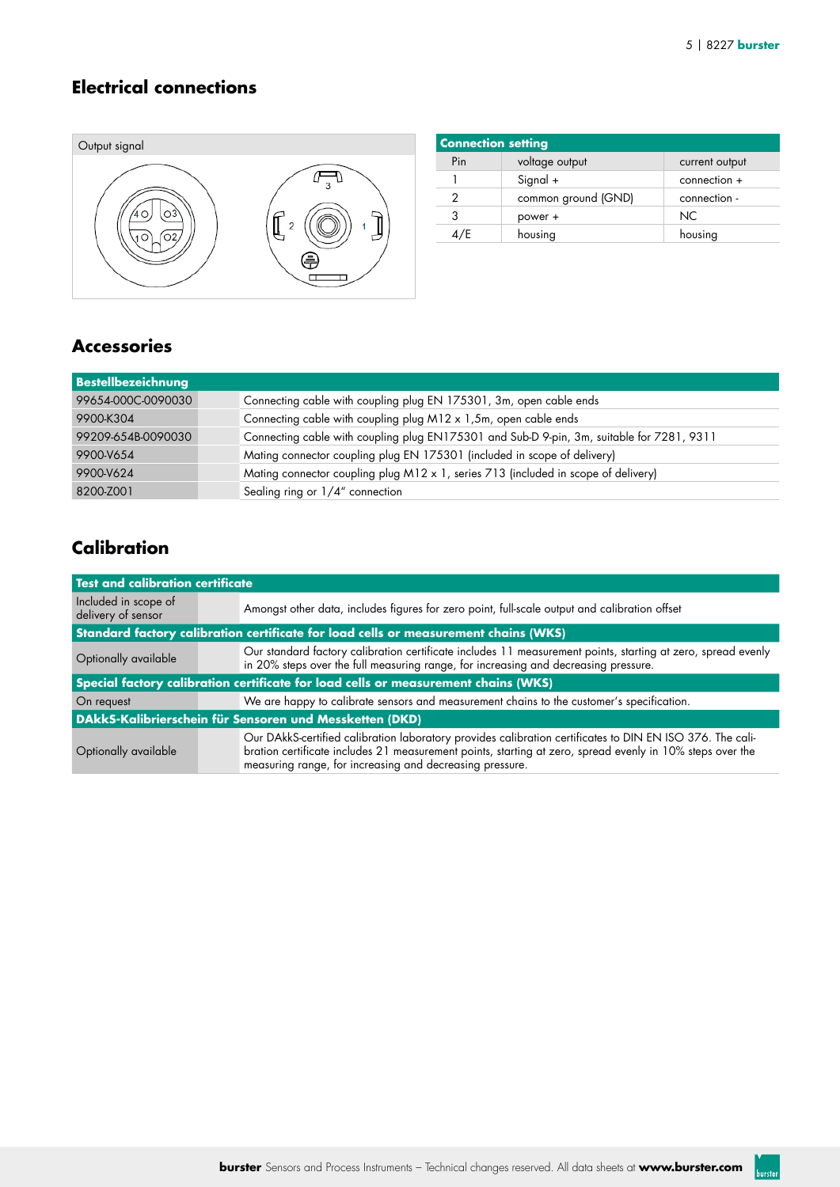## Electrical connections

Output signal

| Connection setting | | |
|---|---|---|
| Pin | voltage output | current output |
| 1 | Signal + | connection + |
| 2 | common ground (GND) | connection - |
| 3 | power + | NC |
| 4/E | housing | housing |

## Accessories

| Bestellbezeichnung | |
|---|---|
| 99654-000C-0090030 | Connecting cable with coupling plug EN 175301, 3m, open cable ends |
| 9900-K304 | Connecting cable with coupling plug M12 x 1,5m, open cable ends |
| 99209-654B-0090030 | Connecting cable with coupling plug EN175301 and Sub-D 9-pin, 3m, suitable for 7281, 9311 |
| 9900-V654 | Mating connector coupling plug EN 175301 (included in scope of delivery) |
| 9900-V624 | Mating connector coupling plug M12 x 1, series 713 (included in scope of delivery) |
| 8200-Z001 | Sealing ring or 1/4" connection |

## Calibration

| Test and calibration certificate | |
|---|---|
| Included in scope of delivery of sensor | Amongst other data, includes figures for zero point, full-scale output and calibration offset |
| **Standard factory calibration certificate for load cells or measurement chains (WKS)** | |
| Optionally available | Our standard factory calibration certificate includes 11 measurement points, starting at zero, spread evenly in 20% steps over the full measuring range, for increasing and decreasing pressure. |
| **Special factory calibration certificate for load cells or measurement chains (WKS)** | |
| On request | We are happy to calibrate sensors and measurement chains to the customer's specification. |
| **DAkkS-Kalibrierschein für Sensoren und Messketten (DKD)** | |
| Optionally available | Our DAkkS-certified calibration laboratory provides calibration certificates to DIN EN ISO 376. The calibration certificate includes 21 measurement points, starting at zero, spread evenly in 10% steps over the measuring range, for increasing and decreasing pressure. |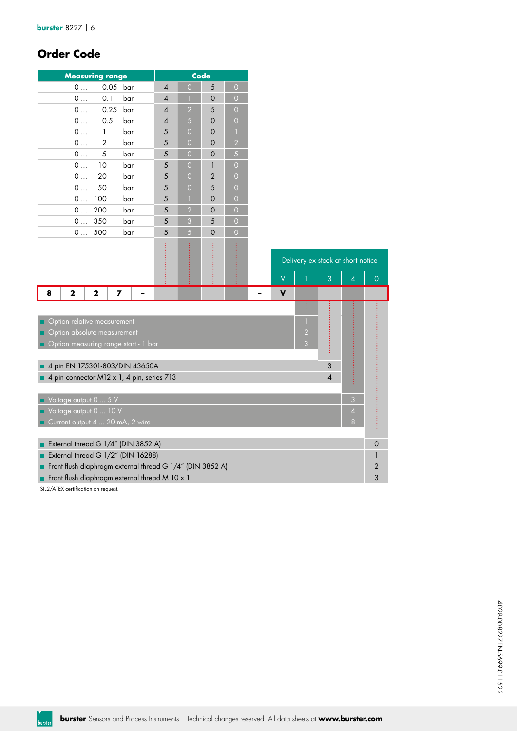## Order Code

| Measuring range | | | Code | | | |
|---|---|---|---|---|---|---|
| 0 ... | 0.05 | bar | 4 | 0 | 5 | 0 |
| 0 ... | 0.1 | bar | 4 | 1 | 0 | 0 |
| 0 ... | 0.25 | bar | 4 | 2 | 5 | 0 |
| 0 ... | 0.5 | bar | 4 | 5 | 0 | 0 |
| 0 ... | 1 | bar | 5 | 0 | 0 | 1 |
| 0 ... | 2 | bar | 5 | 0 | 0 | 2 |
| 0 ... | 5 | bar | 5 | 0 | 0 | 5 |
| 0 ... | 10 | bar | 5 | 0 | 1 | 0 |
| 0 ... | 20 | bar | 5 | 0 | 2 | 0 |
| 0 ... | 50 | bar | 5 | 0 | 5 | 0 |
| 0 ... | 100 | bar | 5 | 1 | 0 | 0 |
| 0 ... | 200 | bar | 5 | 2 | 0 | 0 |
| 0 ... | 350 | bar | 5 | 3 | 5 | 0 |
| 0 ... | 500 | bar | 5 | 5 | 0 | 0 |

Delivery ex stock at short notice: V 1 3 4 0

**8 2 2 7 – _ _ _ _ – V _ _ _ _**

| Option | Code |
|---|---|
| Option relative measurement | 1 |
| Option absolute measurement | 2 |
| Option measuring range start - 1 bar | 3 |

| Connector | Code |
|---|---|
| 4 pin EN 175301-803/DIN 43650A | 3 |
| 4 pin connector M12 x 1, 4 pin, series 713 | 4 |

| Output | Code |
|---|---|
| Voltage output 0 ... 5 V | 3 |
| Voltage output 0 ... 10 V | 4 |
| Current output 4 ... 20 mA, 2 wire | 8 |

| Process connection | Code |
|---|---|
| External thread G 1/4" (DIN 3852 A) | 0 |
| External thread G 1/2" (DIN 16288) | 1 |
| Front flush diaphragm external thread G 1/4" (DIN 3852 A) | 2 |
| Front flush diaphragm external thread M 10 x 1 | 3 |

SIL2/ATEX certification on request.

4028-008227EN-5699-011522